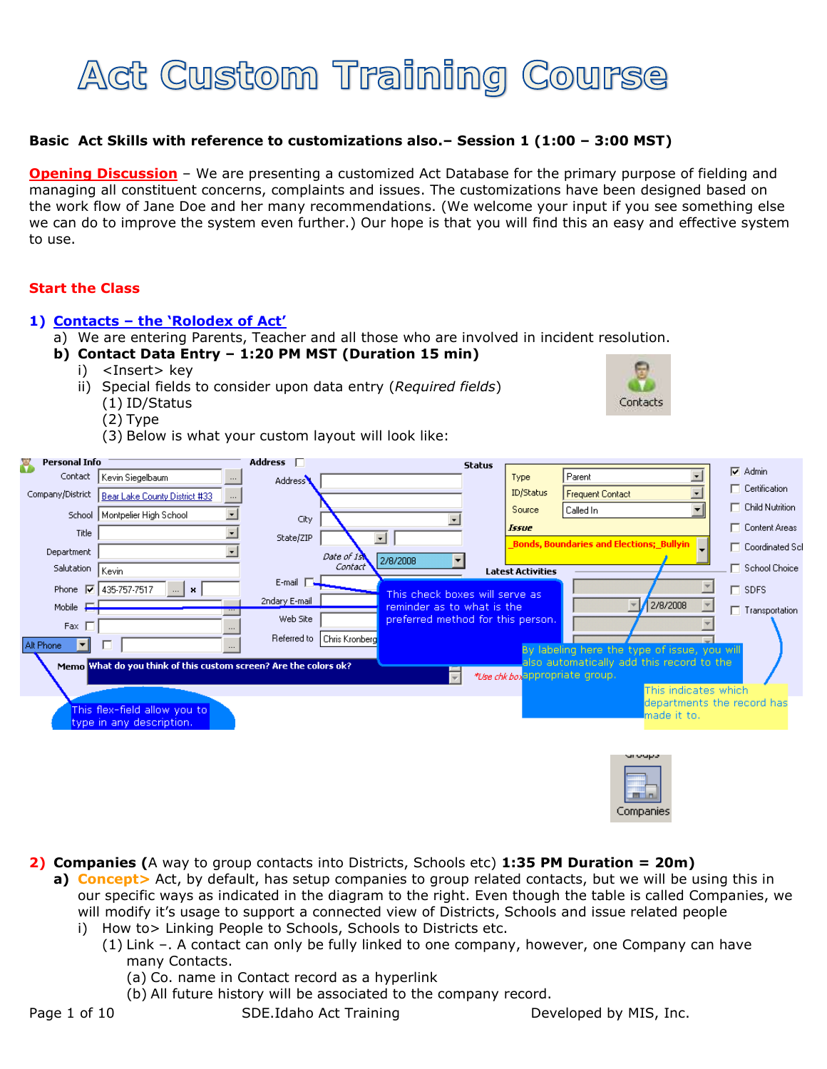# Act Custom Training Course

**Basic Act Skills with reference to customizations also.– Session 1 (1:00 – 3:00 MST)**

**Opening Discussion** – We are presenting a customized Act Database for the primary purpose of fielding and managing all constituent concerns, complaints and issues. The customizations have been designed based on the work flow of Jane Doe and her many recommendations. (We welcome your input if you see something else we can do to improve the system even further.) Our hope is that you will find this an easy and effective system to use.

**Start the Class**

1) **Contacts – the 'Rolodex of Act'**
   a) We are entering Parents, Teacher and all those who are involved in incident resolution.
   b) **Contact Data Entry – 1:20 PM MST (Duration 15 min)**
      i) <Insert> key
      ii) Special fields to consider upon data entry (*Required fields*)
         (1) ID/Status
         (2) Type
         (3) Below is what your custom layout will look like:

2) **Companies (**A way to group contacts into Districts, Schools etc) **1:35 PM Duration = 20m)**
   a) **Concept>** Act, by default, has setup companies to group related contacts, but we will be using this in our specific ways as indicated in the diagram to the right. Even though the table is called Companies, we will modify it's usage to support a connected view of Districts, Schools and issue related people
      i) How to> Linking People to Schools, Schools to Districts etc.
         (1) Link –. A contact can only be fully linked to one company, however, one Company can have many Contacts.
            (a) Co. name in Contact record as a hyperlink
            (b) All future history will be associated to the company record.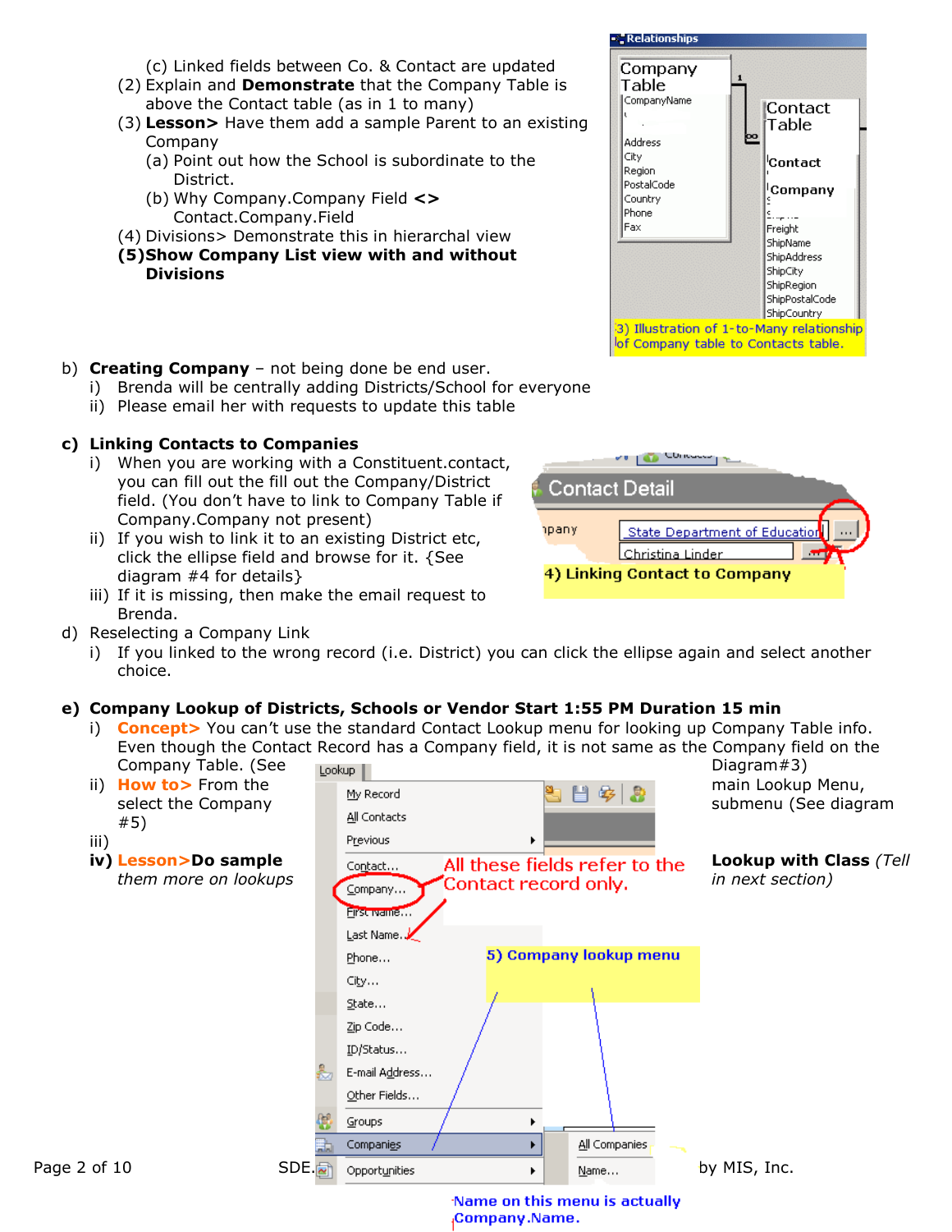(c) Linked fields between Co. & Contact are updated

(2) Explain and **Demonstrate** that the Company Table is above the Contact table (as in 1 to many)

(3) **Lesson>** Have them add a sample Parent to an existing Company

(a) Point out how the School is subordinate to the District.

(b) Why Company.Company Field **<>** Contact.Company.Field

(4) Divisions> Demonstrate this in hierarchal view

**(5)Show Company List view with and without Divisions**

3) Illustration of 1-to-Many relationship of Company table to Contacts table.

b) **Creating Company** – not being done be end user.

i) Brenda will be centrally adding Districts/School for everyone

ii) Please email her with requests to update this table

c) **Linking Contacts to Companies**

i) When you are working with a Constituent.contact, you can fill out the fill out the Company/District field. (You don't have to link to Company Table if Company.Company not present)

ii) If you wish to link it to an existing District etc, click the ellipse field and browse for it. {See diagram #4 for details}

iii) If it is missing, then make the email request to Brenda.

4) Linking Contact to Company

d) Reselecting a Company Link

i) If you linked to the wrong record (i.e. District) you can click the ellipse again and select another choice.

e) **Company Lookup of Districts, Schools or Vendor Start 1:55 PM Duration 15 min**

i) **Concept>** You can't use the standard Contact Lookup menu for looking up Company Table info. Even though the Contact Record has a Company field, it is not same as the Company field on the Company Table. (See Diagram#3)

ii) **How to>** From the main Lookup Menu, select the Company submenu (See diagram #5)

iii) **Lookup with Class** *(Tell in next section)*

iv) **Lesson>Do sample** *them more on lookups*

All these fields refer to the Contact record only.

5) Company lookup menu

Name on this menu is actually Company.Name.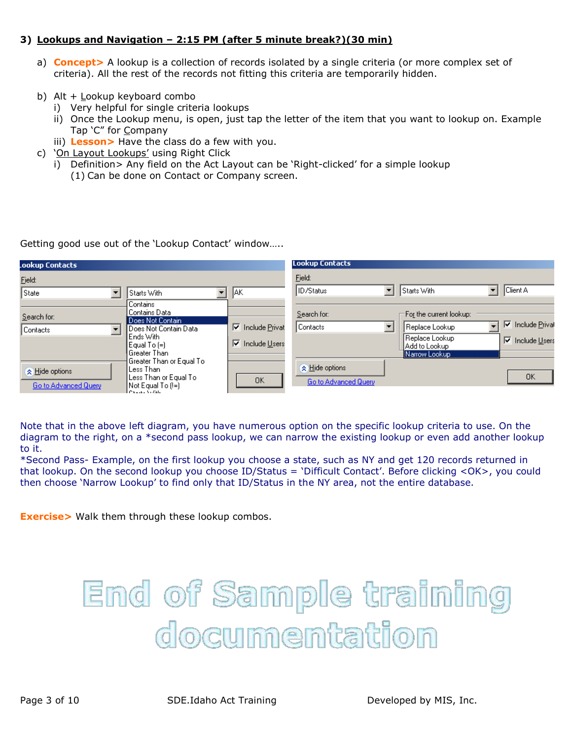## 3) Lookups and Navigation – 2:15 PM (after 5 minute break?)(30 min)

a) **Concept>** A lookup is a collection of records isolated by a single criteria (or more complex set of criteria). All the rest of the records not fitting this criteria are temporarily hidden.

b) Alt + Lookup keyboard combo
   i) Very helpful for single criteria lookups
   ii) Once the Lookup menu, is open, just tap the letter of the item that you want to lookup on. Example Tap 'C" for Company
   iii) **Lesson>** Have the class do a few with you.

c) 'On Layout Lookups' using Right Click
   i) Definition> Any field on the Act Layout can be 'Right-clicked' for a simple lookup
      (1) Can be done on Contact or Company screen.

Getting good use out of the 'Lookup Contact' window…..

Lookup Contacts
Field:
State
Starts With
AK
Contains
Contains Data
Does Not Contain
Does Not Contain Data
Ends With
Equal To (=)
Greater Than
Greater Than or Equal To
Less Than
Less Than or Equal To
Not Equal To (!=)
Search for:
Contacts
Include Privat
Include Users
Hide options
Go to Advanced Query
OK

Lookup Contacts
Field:
ID/Status
Starts With
Client A
Search for:
Contacts
For the current lookup:
Replace Lookup
Replace Lookup
Add to Lookup
Narrow Lookup
Include Privat
Include Users
Hide options
Go to Advanced Query
OK

Note that in the above left diagram, you have numerous option on the specific lookup criteria to use. On the diagram to the right, on a *second pass lookup, we can narrow the existing lookup or even add another lookup to it.
*Second Pass- Example, on the first lookup you choose a state, such as NY and get 120 records returned in that lookup. On the second lookup you choose ID/Status = 'Difficult Contact'. Before clicking <OK>, you could then choose 'Narrow Lookup' to find only that ID/Status in the NY area, not the entire database.

**Exercise>** Walk them through these lookup combos.

End of Sample training documentation